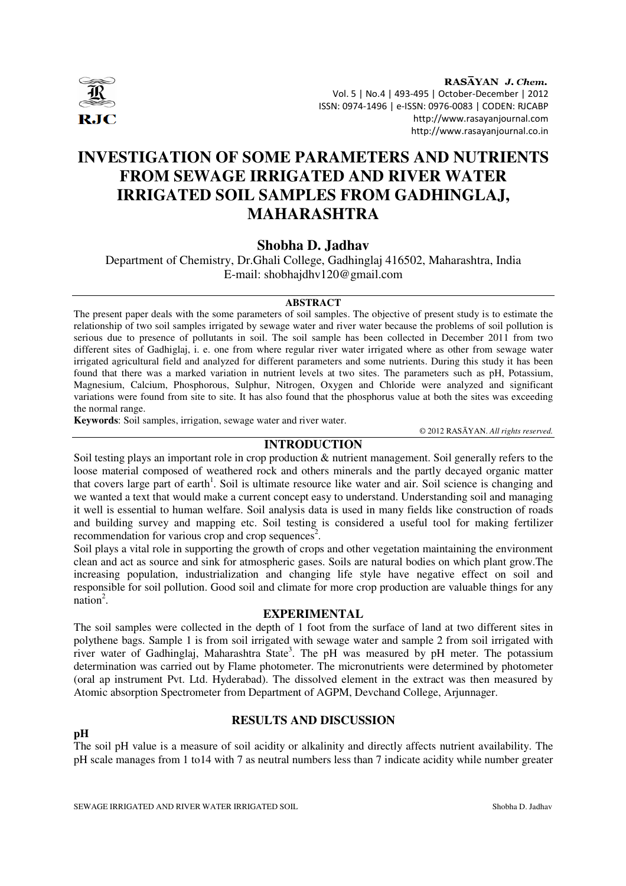# INVESTIGATION OF SOME PARAMETERS AND NUTRIENTS FROM SEWAGE IRRIGATED AND RIVER WATER IRRIGATED SOIL SAMPLES FROM GADHINGLAJ, MAHARASHTRA

## Shobha D. Jadhav

Department of Chemistry, Dr.Ghali College, Gadhinglaj 416502, Maharashtra, India
E-mail: shobhajdhv120@gmail.com

### ABSTRACT

The present paper deals with the some parameters of soil samples. The objective of present study is to estimate the relationship of two soil samples irrigated by sewage water and river water because the problems of soil pollution is serious due to presence of pollutants in soil. The soil sample has been collected in December 2011 from two different sites of Gadhiglaj, i. e. one from where regular river water irrigated where as other from sewage water irrigated agricultural field and analyzed for different parameters and some nutrients. During this study it has been found that there was a marked variation in nutrient levels at two sites. The parameters such as pH, Potassium, Magnesium, Calcium, Phosphorous, Sulphur, Nitrogen, Oxygen and Chloride were analyzed and significant variations were found from site to site. It has also found that the phosphorus value at both the sites was exceeding the normal range.

**Keywords**: Soil samples, irrigation, sewage water and river water.

© 2012 RASĀYAN. *All rights reserved.*

### INTRODUCTION

Soil testing plays an important role in crop production & nutrient management. Soil generally refers to the loose material composed of weathered rock and others minerals and the partly decayed organic matter that covers large part of earth[1]. Soil is ultimate resource like water and air. Soil science is changing and we wanted a text that would make a current concept easy to understand. Understanding soil and managing it well is essential to human welfare. Soil analysis data is used in many fields like construction of roads and building survey and mapping etc. Soil testing is considered a useful tool for making fertilizer recommendation for various crop and crop sequences[2].

Soil plays a vital role in supporting the growth of crops and other vegetation maintaining the environment clean and act as source and sink for atmospheric gases. Soils are natural bodies on which plant grow.The increasing population, industrialization and changing life style have negative effect on soil and responsible for soil pollution. Good soil and climate for more crop production are valuable things for any nation[2].

### EXPERIMENTAL

The soil samples were collected in the depth of 1 foot from the surface of land at two different sites in polythene bags. Sample 1 is from soil irrigated with sewage water and sample 2 from soil irrigated with river water of Gadhinglaj, Maharashtra State[3]. The pH was measured by pH meter. The potassium determination was carried out by Flame photometer. The micronutrients were determined by photometer (oral ap instrument Pvt. Ltd. Hyderabad). The dissolved element in the extract was then measured by Atomic absorption Spectrometer from Department of AGPM, Devchand College, Arjunnager.

### RESULTS AND DISCUSSION

**pH**

The soil pH value is a measure of soil acidity or alkalinity and directly affects nutrient availability. The pH scale manages from 1 to14 with 7 as neutral numbers less than 7 indicate acidity while number greater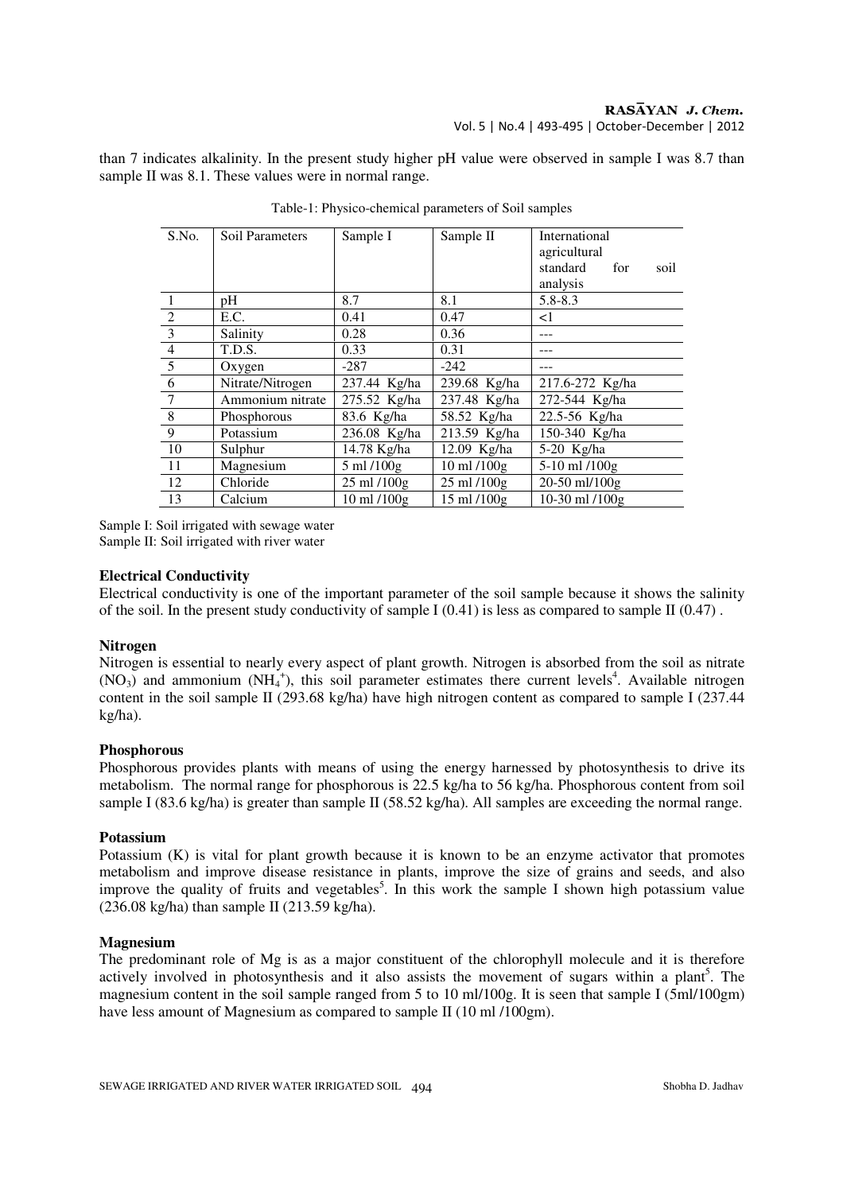than 7 indicates alkalinity. In the present study higher pH value were observed in sample I was 8.7 than sample II was 8.1. These values were in normal range.

Table-1: Physico-chemical parameters of Soil samples

| S.No. | Soil Parameters | Sample I | Sample II | International agricultural standard for soil analysis |
|---|---|---|---|---|
| 1 | pH | 8.7 | 8.1 | 5.8-8.3 |
| 2 | E.C. | 0.41 | 0.47 | <1 |
| 3 | Salinity | 0.28 | 0.36 | --- |
| 4 | T.D.S. | 0.33 | 0.31 | --- |
| 5 | Oxygen | -287 | -242 | --- |
| 6 | Nitrate/Nitrogen | 237.44 Kg/ha | 239.68 Kg/ha | 217.6-272 Kg/ha |
| 7 | Ammonium nitrate | 275.52 Kg/ha | 237.48 Kg/ha | 272-544 Kg/ha |
| 8 | Phosphorous | 83.6 Kg/ha | 58.52 Kg/ha | 22.5-56 Kg/ha |
| 9 | Potassium | 236.08 Kg/ha | 213.59 Kg/ha | 150-340 Kg/ha |
| 10 | Sulphur | 14.78 Kg/ha | 12.09 Kg/ha | 5-20 Kg/ha |
| 11 | Magnesium | 5 ml /100g | 10 ml /100g | 5-10 ml /100g |
| 12 | Chloride | 25 ml /100g | 25 ml /100g | 20-50 ml/100g |
| 13 | Calcium | 10 ml /100g | 15 ml /100g | 10-30 ml /100g |

Sample I: Soil irrigated with sewage water
Sample II: Soil irrigated with river water

**Electrical Conductivity**

Electrical conductivity is one of the important parameter of the soil sample because it shows the salinity of the soil. In the present study conductivity of sample I (0.41) is less as compared to sample II (0.47) .

**Nitrogen**

Nitrogen is essential to nearly every aspect of plant growth. Nitrogen is absorbed from the soil as nitrate ($NO_3$) and ammonium ($NH_4^+$), this soil parameter estimates there current levels[4]. Available nitrogen content in the soil sample II (293.68 kg/ha) have high nitrogen content as compared to sample I (237.44 kg/ha).

**Phosphorous**

Phosphorous provides plants with means of using the energy harnessed by photosynthesis to drive its metabolism. The normal range for phosphorous is 22.5 kg/ha to 56 kg/ha. Phosphorous content from soil sample I (83.6 kg/ha) is greater than sample II (58.52 kg/ha). All samples are exceeding the normal range.

**Potassium**

Potassium (K) is vital for plant growth because it is known to be an enzyme activator that promotes metabolism and improve disease resistance in plants, improve the size of grains and seeds, and also improve the quality of fruits and vegetables[5]. In this work the sample I shown high potassium value (236.08 kg/ha) than sample II (213.59 kg/ha).

**Magnesium**

The predominant role of Mg is as a major constituent of the chlorophyll molecule and it is therefore actively involved in photosynthesis and it also assists the movement of sugars within a plant[5]. The magnesium content in the soil sample ranged from 5 to 10 ml/100g. It is seen that sample I (5ml/100gm) have less amount of Magnesium as compared to sample II (10 ml /100gm).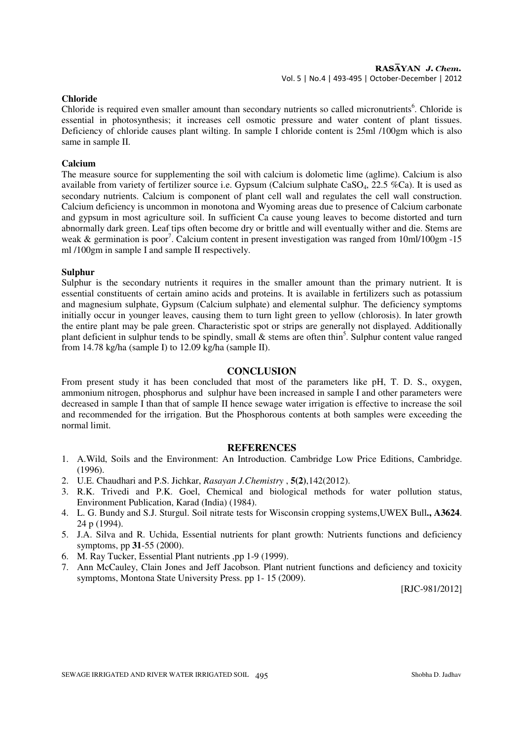**Chloride**

Chloride is required even smaller amount than secondary nutrients so called micronutrients[6]. Chloride is essential in photosynthesis; it increases cell osmotic pressure and water content of plant tissues. Deficiency of chloride causes plant wilting. In sample I chloride content is 25ml /100gm which is also same in sample II.

**Calcium**

The measure source for supplementing the soil with calcium is dolometic lime (aglime). Calcium is also available from variety of fertilizer source i.e. Gypsum (Calcium sulphate $CaSO_4$, 22.5 %Ca). It is used as secondary nutrients. Calcium is component of plant cell wall and regulates the cell wall construction. Calcium deficiency is uncommon in monotona and Wyoming areas due to presence of Calcium carbonate and gypsum in most agriculture soil. In sufficient Ca cause young leaves to become distorted and turn abnormally dark green. Leaf tips often become dry or brittle and will eventually wither and die. Stems are weak & germination is poor[7]. Calcium content in present investigation was ranged from 10ml/100gm -15 ml /100gm in sample I and sample II respectively.

**Sulphur**

Sulphur is the secondary nutrients it requires in the smaller amount than the primary nutrient. It is essential constituents of certain amino acids and proteins. It is available in fertilizers such as potassium and magnesium sulphate, Gypsum (Calcium sulphate) and elemental sulphur. The deficiency symptoms initially occur in younger leaves, causing them to turn light green to yellow (chlorosis). In later growth the entire plant may be pale green. Characteristic spot or strips are generally not displayed. Additionally plant deficient in sulphur tends to be spindly, small & stems are often thin[5]. Sulphur content value ranged from 14.78 kg/ha (sample I) to 12.09 kg/ha (sample II).

## CONCLUSION

From present study it has been concluded that most of the parameters like pH, T. D. S., oxygen, ammonium nitrogen, phosphorus and sulphur have been increased in sample I and other parameters were decreased in sample I than that of sample II hence sewage water irrigation is effective to increase the soil and recommended for the irrigation. But the Phosphorous contents at both samples were exceeding the normal limit.

## REFERENCES

1. A.Wild, Soils and the Environment: An Introduction. Cambridge Low Price Editions, Cambridge. (1996).
2. U.E. Chaudhari and P.S. Jichkar, *Rasayan J.Chemistry* , **5(2)**,142(2012).
3. R.K. Trivedi and P.K. Goel, Chemical and biological methods for water pollution status, Environment Publication, Karad (India) (1984).
4. L. G. Bundy and S.J. Sturgul. Soil nitrate tests for Wisconsin cropping systems,UWEX Bull**., A3624**. 24 p (1994).
5. J.A. Silva and R. Uchida, Essential nutrients for plant growth: Nutrients functions and deficiency symptoms, pp **31**-55 (2000).
6. M. Ray Tucker, Essential Plant nutrients ,pp 1-9 (1999).
7. Ann McCauley, Clain Jones and Jeff Jacobson. Plant nutrient functions and deficiency and toxicity symptoms, Montona State University Press. pp 1- 15 (2009).

[RJC-981/2012]